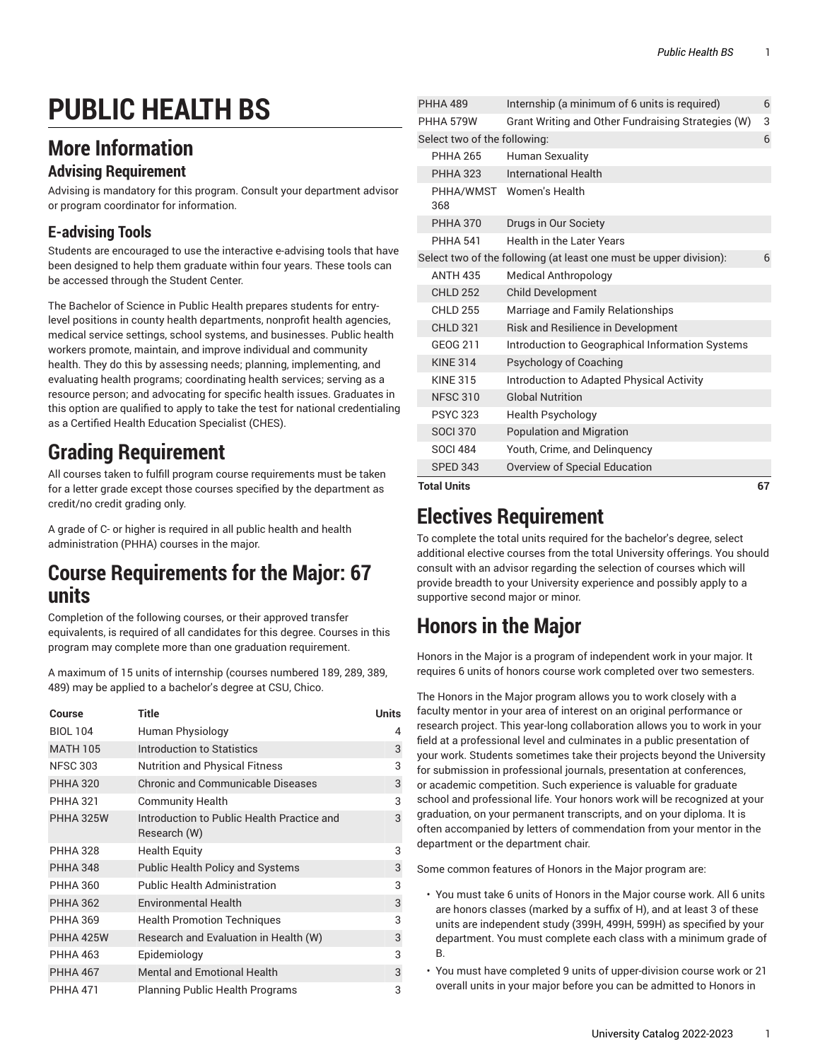# PUBLIC HEALTH BS

## More Information

### Advising Requirement

Advising is mandatory for this program. Consult your department advisor or program coordinator for information.

### E-advising Tools

Students are encouraged to use the interactive e-advising tools that have been designed to help them graduate within four years. These tools can be accessed through the Student Center.

The Bachelor of Science in Public Health prepares students for entry-level positions in county health departments, nonprofit health agencies, medical service settings, school systems, and businesses. Public health workers promote, maintain, and improve individual and community health. They do this by assessing needs; planning, implementing, and evaluating health programs; coordinating health services; serving as a resource person; and advocating for specific health issues. Graduates in this option are qualified to apply to take the test for national credentialing as a Certified Health Education Specialist (CHES).

# Grading Requirement

All courses taken to fulfill program course requirements must be taken for a letter grade except those courses specified by the department as credit/no credit grading only.

A grade of C- or higher is required in all public health and health administration (PHHA) courses in the major.

# Course Requirements for the Major: 67 units

Completion of the following courses, or their approved transfer equivalents, is required of all candidates for this degree. Courses in this program may complete more than one graduation requirement.

A maximum of 15 units of internship (courses numbered 189, 289, 389, 489) may be applied to a bachelor's degree at CSU, Chico.

| Course | Title | Units |
|---|---|---|
| BIOL 104 | Human Physiology | 4 |
| MATH 105 | Introduction to Statistics | 3 |
| NFSC 303 | Nutrition and Physical Fitness | 3 |
| PHHA 320 | Chronic and Communicable Diseases | 3 |
| PHHA 321 | Community Health | 3 |
| PHHA 325W | Introduction to Public Health Practice and Research (W) | 3 |
| PHHA 328 | Health Equity | 3 |
| PHHA 348 | Public Health Policy and Systems | 3 |
| PHHA 360 | Public Health Administration | 3 |
| PHHA 362 | Environmental Health | 3 |
| PHHA 369 | Health Promotion Techniques | 3 |
| PHHA 425W | Research and Evaluation in Health (W) | 3 |
| PHHA 463 | Epidemiology | 3 |
| PHHA 467 | Mental and Emotional Health | 3 |
| PHHA 471 | Planning Public Health Programs | 3 |
| PHHA 489 | Internship (a minimum of 6 units is required) | 6 |
| PHHA 579W | Grant Writing and Other Fundraising Strategies (W) | 3 |
| Select two of the following: | | 6 |
| PHHA 265 | Human Sexuality | |
| PHHA 323 | International Health | |
| PHHA/WMST 368 | Women's Health | |
| PHHA 370 | Drugs in Our Society | |
| PHHA 541 | Health in the Later Years | |
| Select two of the following (at least one must be upper division): | | 6 |
| ANTH 435 | Medical Anthropology | |
| CHLD 252 | Child Development | |
| CHLD 255 | Marriage and Family Relationships | |
| CHLD 321 | Risk and Resilience in Development | |
| GEOG 211 | Introduction to Geographical Information Systems | |
| KINE 314 | Psychology of Coaching | |
| KINE 315 | Introduction to Adapted Physical Activity | |
| NFSC 310 | Global Nutrition | |
| PSYC 323 | Health Psychology | |
| SOCI 370 | Population and Migration | |
| SOCI 484 | Youth, Crime, and Delinquency | |
| SPED 343 | Overview of Special Education | |
| **Total Units** | | **67** |

# Electives Requirement

To complete the total units required for the bachelor's degree, select additional elective courses from the total University offerings. You should consult with an advisor regarding the selection of courses which will provide breadth to your University experience and possibly apply to a supportive second major or minor.

# Honors in the Major

Honors in the Major is a program of independent work in your major. It requires 6 units of honors course work completed over two semesters.

The Honors in the Major program allows you to work closely with a faculty mentor in your area of interest on an original performance or research project. This year-long collaboration allows you to work in your field at a professional level and culminates in a public presentation of your work. Students sometimes take their projects beyond the University for submission in professional journals, presentation at conferences, or academic competition. Such experience is valuable for graduate school and professional life. Your honors work will be recognized at your graduation, on your permanent transcripts, and on your diploma. It is often accompanied by letters of commendation from your mentor in the department or the department chair.

Some common features of Honors in the Major program are:

- You must take 6 units of Honors in the Major course work. All 6 units are honors classes (marked by a suffix of H), and at least 3 of these units are independent study (399H, 499H, 599H) as specified by your department. You must complete each class with a minimum grade of B.
- You must have completed 9 units of upper-division course work or 21 overall units in your major before you can be admitted to Honors in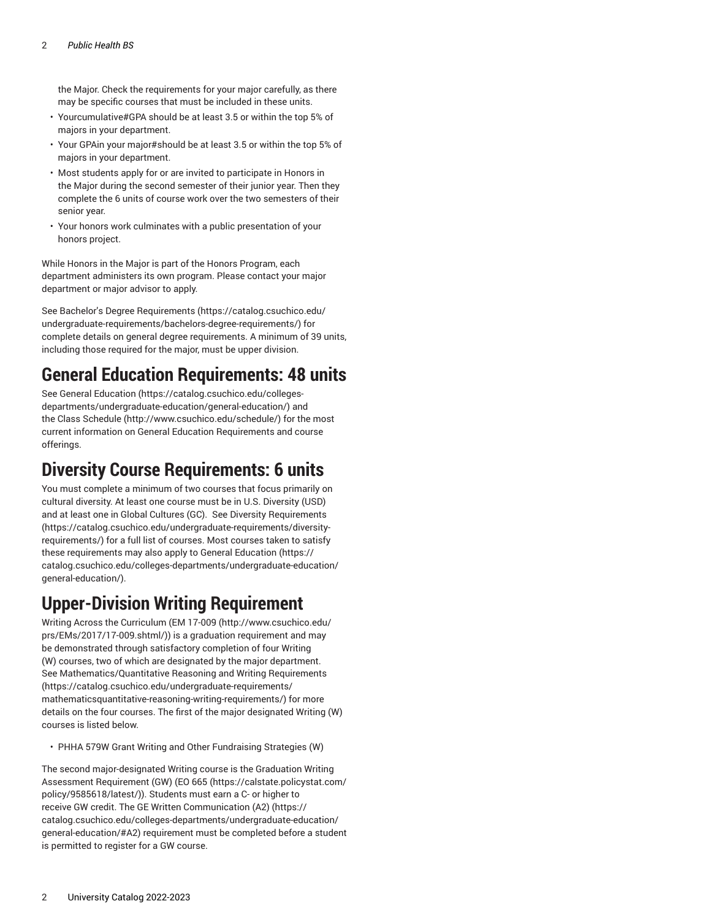the Major. Check the requirements for your major carefully, as there may be specific courses that must be included in these units.

- Yourcumulative#GPA should be at least 3.5 or within the top 5% of majors in your department.
- Your GPAin your major#should be at least 3.5 or within the top 5% of majors in your department.
- Most students apply for or are invited to participate in Honors in the Major during the second semester of their junior year. Then they complete the 6 units of course work over the two semesters of their senior year.
- Your honors work culminates with a public presentation of your honors project.

While Honors in the Major is part of the Honors Program, each department administers its own program. Please contact your major department or major advisor to apply.

See Bachelor's Degree Requirements (https://catalog.csuchico.edu/undergraduate-requirements/bachelors-degree-requirements/) for complete details on general degree requirements. A minimum of 39 units, including those required for the major, must be upper division.

# General Education Requirements: 48 units

See General Education (https://catalog.csuchico.edu/colleges-departments/undergraduate-education/general-education/) and the Class Schedule (http://www.csuchico.edu/schedule/) for the most current information on General Education Requirements and course offerings.

# Diversity Course Requirements: 6 units

You must complete a minimum of two courses that focus primarily on cultural diversity. At least one course must be in U.S. Diversity (USD) and at least one in Global Cultures (GC). See Diversity Requirements (https://catalog.csuchico.edu/undergraduate-requirements/diversity-requirements/) for a full list of courses. Most courses taken to satisfy these requirements may also apply to General Education (https://catalog.csuchico.edu/colleges-departments/undergraduate-education/general-education/).

# Upper-Division Writing Requirement

Writing Across the Curriculum (EM 17-009 (http://www.csuchico.edu/prs/EMs/2017/17-009.shtml/)) is a graduation requirement and may be demonstrated through satisfactory completion of four Writing (W) courses, two of which are designated by the major department. See Mathematics/Quantitative Reasoning and Writing Requirements (https://catalog.csuchico.edu/undergraduate-requirements/mathematicsquantitative-reasoning-writing-requirements/) for more details on the four courses. The first of the major designated Writing (W) courses is listed below.

- PHHA 579W Grant Writing and Other Fundraising Strategies (W)

The second major-designated Writing course is the Graduation Writing Assessment Requirement (GW) (EO 665 (https://calstate.policystat.com/policy/9585618/latest/)). Students must earn a C- or higher to receive GW credit. The GE Written Communication (A2) (https://catalog.csuchico.edu/colleges-departments/undergraduate-education/general-education/#A2) requirement must be completed before a student is permitted to register for a GW course.